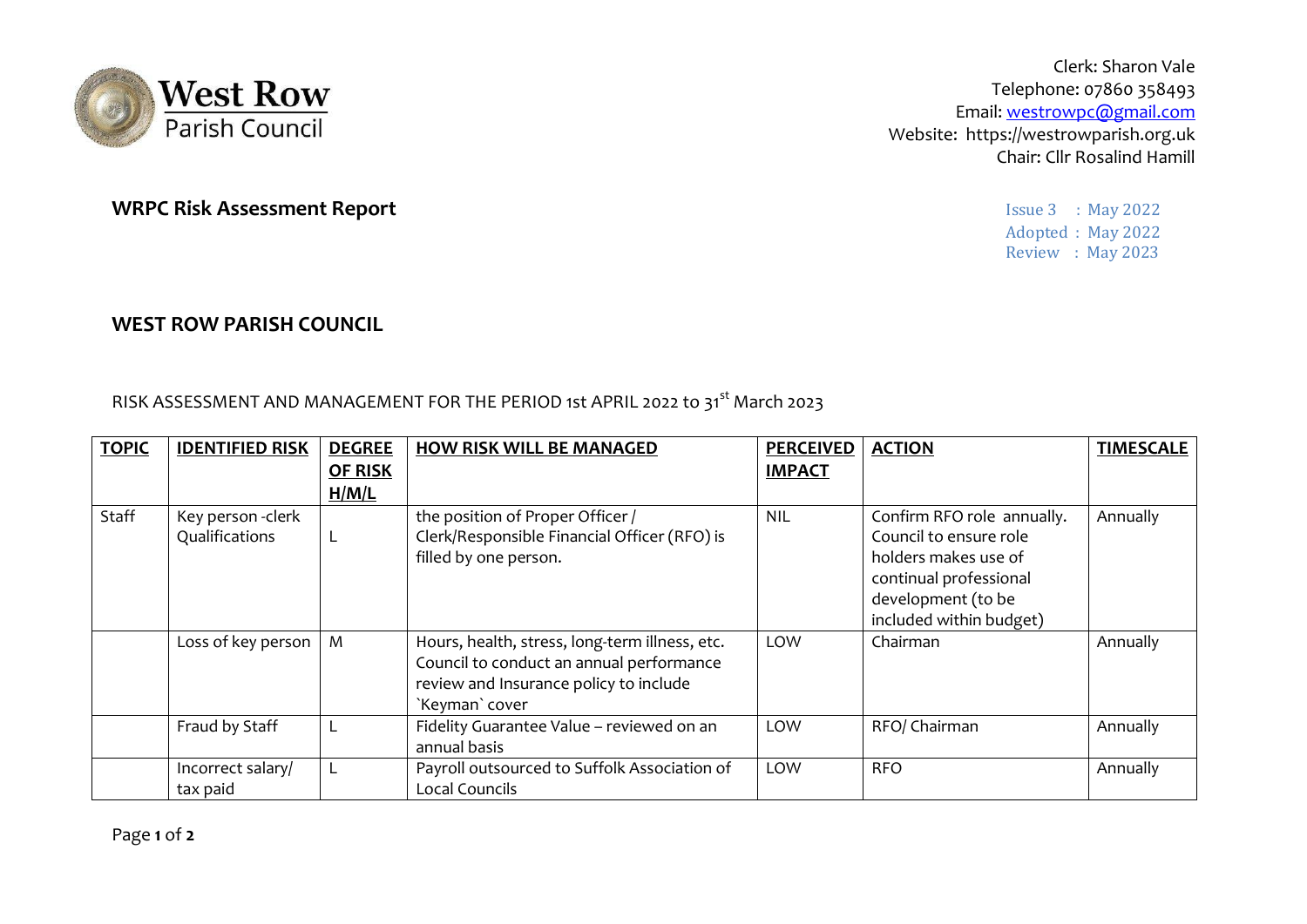**West Row**
Parish Council

Clerk: Sharon Vale
Telephone: 07860 358493
Email: westrowpc@gmail.com
Website: https://westrowparish.org.uk
Chair: Cllr Rosalind Hamill

**WRPC Risk Assessment Report**

Issue 3 : May 2022
Adopted : May 2022
Review : May 2023

**WEST ROW PARISH COUNCIL**

RISK ASSESSMENT AND MANAGEMENT FOR THE PERIOD 1st APRIL 2022 to 31st March 2023

| **TOPIC** | **IDENTIFIED RISK** | **DEGREE OF RISK H/M/L** | **HOW RISK WILL BE MANAGED** | **PERCEIVED IMPACT** | **ACTION** | **TIMESCALE** |
|---|---|---|---|---|---|---|
| Staff | Key person -clerk Qualifications | L | the position of Proper Officer / Clerk/Responsible Financial Officer (RFO) is filled by one person. | NIL | Confirm RFO role annually. Council to ensure role holders makes use of continual professional development (to be included within budget) | Annually |
| | Loss of key person | M | Hours, health, stress, long-term illness, etc. Council to conduct an annual performance review and Insurance policy to include `Keyman` cover | LOW | Chairman | Annually |
| | Fraud by Staff | L | Fidelity Guarantee Value – reviewed on an annual basis | LOW | RFO/ Chairman | Annually |
| | Incorrect salary/ tax paid | L | Payroll outsourced to Suffolk Association of Local Councils | LOW | RFO | Annually |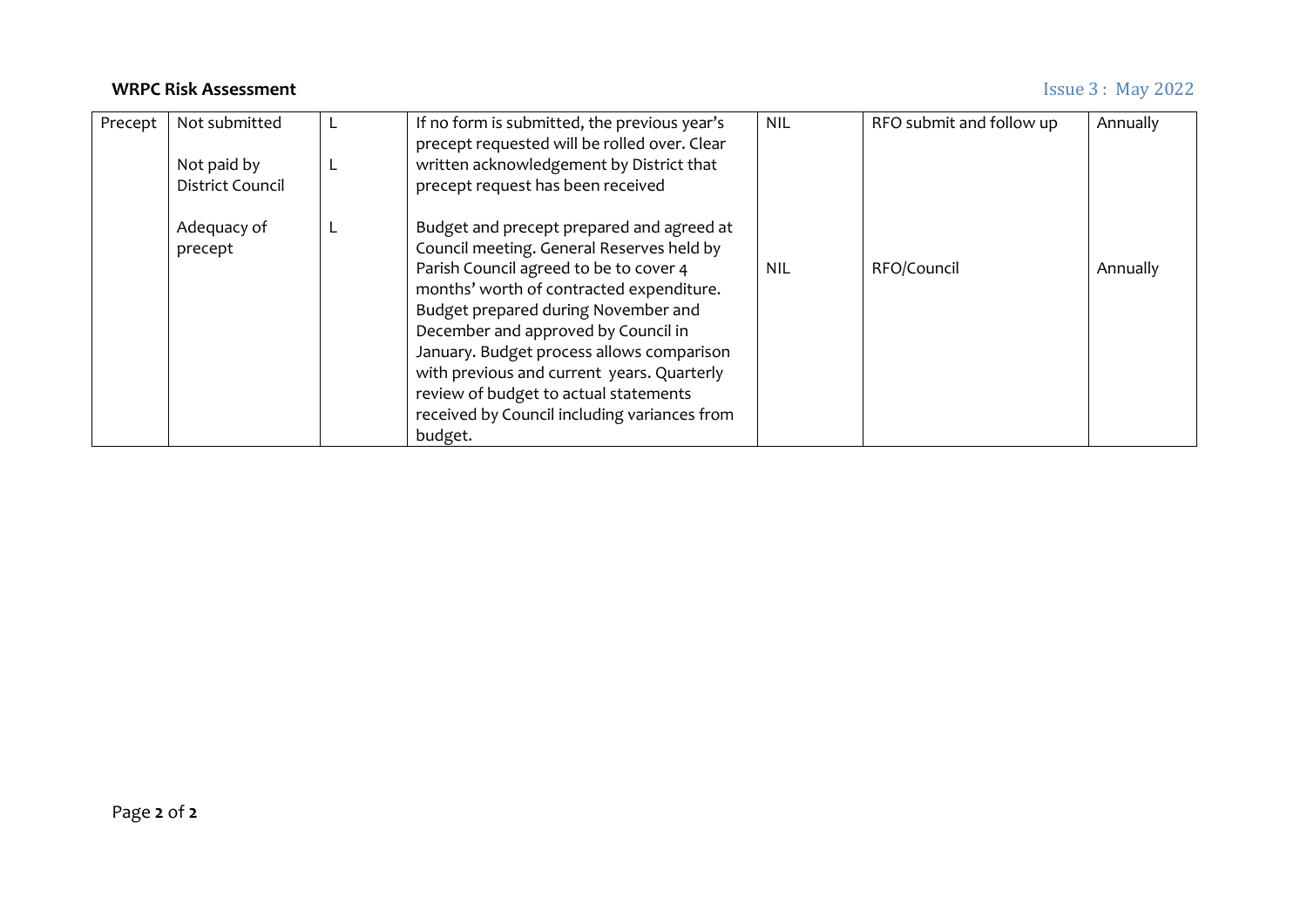| | | | | | | |
|---|---|---|---|---|---|---|
| Precept | Not submitted<br><br>Not paid by District Council<br><br>Adequacy of precept | L<br><br>L<br><br>L | If no form is submitted, the previous year's precept requested will be rolled over. Clear written acknowledgement by District that precept request has been received<br><br>Budget and precept prepared and agreed at Council meeting. General Reserves held by Parish Council agreed to be to cover 4 months' worth of contracted expenditure. Budget prepared during November and December and approved by Council in January. Budget process allows comparison with previous and current years. Quarterly review of budget to actual statements received by Council including variances from budget. | NIL<br><br>NIL | RFO submit and follow up<br><br>RFO/Council | Annually<br><br>Annually |